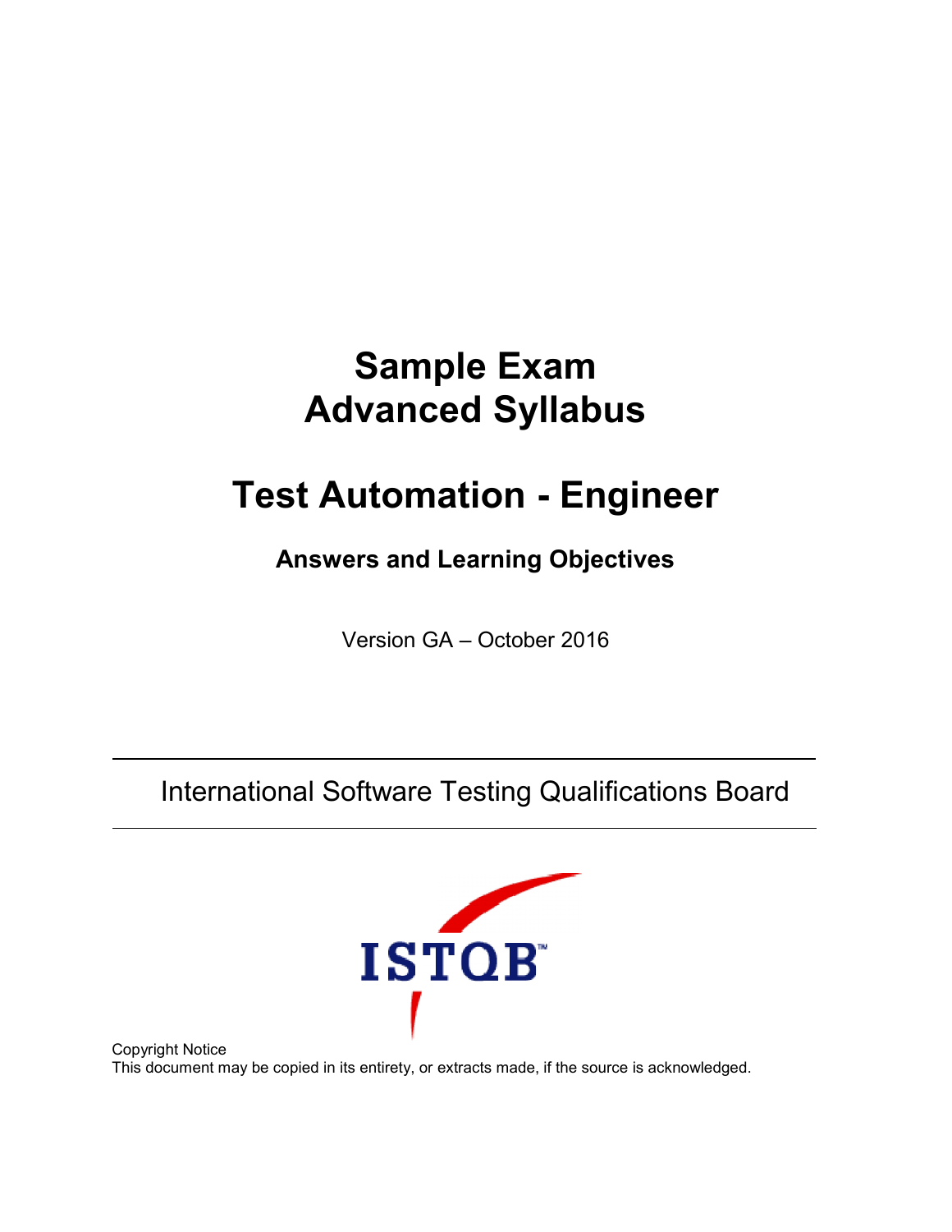# Sample Exam
# Advanced Syllabus

# Test Automation - Engineer

### Answers and Learning Objectives

Version GA – October 2016

International Software Testing Qualifications Board

ISTQB™

Copyright Notice
This document may be copied in its entirety, or extracts made, if the source is acknowledged.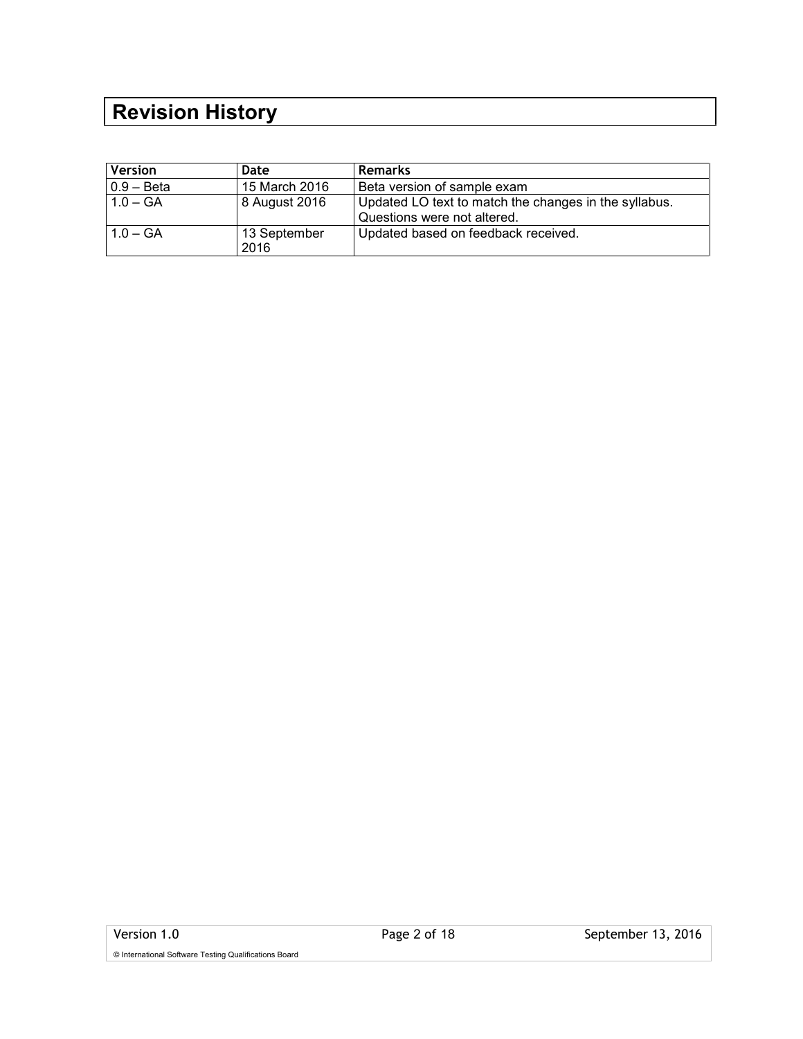# Revision History

| Version | Date | Remarks |
| --- | --- | --- |
| 0.9 – Beta | 15 March 2016 | Beta version of sample exam |
| 1.0 – GA | 8 August 2016 | Updated LO text to match the changes in the syllabus. Questions were not altered. |
| 1.0 – GA | 13 September 2016 | Updated based on feedback received. |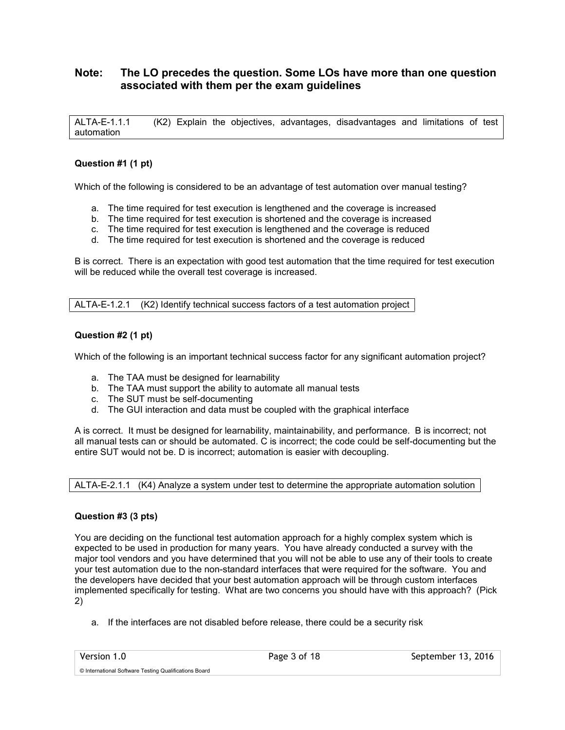## Note: The LO precedes the question. Some LOs have more than one question associated with them per the exam guidelines

| ALTA-E-1.1.1 (K2) Explain the objectives, advantages, disadvantages and limitations of test automation |
| --- |

**Question #1 (1 pt)**

Which of the following is considered to be an advantage of test automation over manual testing?

a. The time required for test execution is lengthened and the coverage is increased
b. The time required for test execution is shortened and the coverage is increased
c. The time required for test execution is lengthened and the coverage is reduced
d. The time required for test execution is shortened and the coverage is reduced

B is correct. There is an expectation with good test automation that the time required for test execution will be reduced while the overall test coverage is increased.

| ALTA-E-1.2.1 (K2) Identify technical success factors of a test automation project |
| --- |

**Question #2 (1 pt)**

Which of the following is an important technical success factor for any significant automation project?

a. The TAA must be designed for learnability
b. The TAA must support the ability to automate all manual tests
c. The SUT must be self-documenting
d. The GUI interaction and data must be coupled with the graphical interface

A is correct. It must be designed for learnability, maintainability, and performance. B is incorrect; not all manual tests can or should be automated. C is incorrect; the code could be self-documenting but the entire SUT would not be. D is incorrect; automation is easier with decoupling.

| ALTA-E-2.1.1 (K4) Analyze a system under test to determine the appropriate automation solution |
| --- |

**Question #3 (3 pts)**

You are deciding on the functional test automation approach for a highly complex system which is expected to be used in production for many years. You have already conducted a survey with the major tool vendors and you have determined that you will not be able to use any of their tools to create your test automation due to the non-standard interfaces that were required for the software. You and the developers have decided that your best automation approach will be through custom interfaces implemented specifically for testing. What are two concerns you should have with this approach? (Pick 2)

a. If the interfaces are not disabled before release, there could be a security risk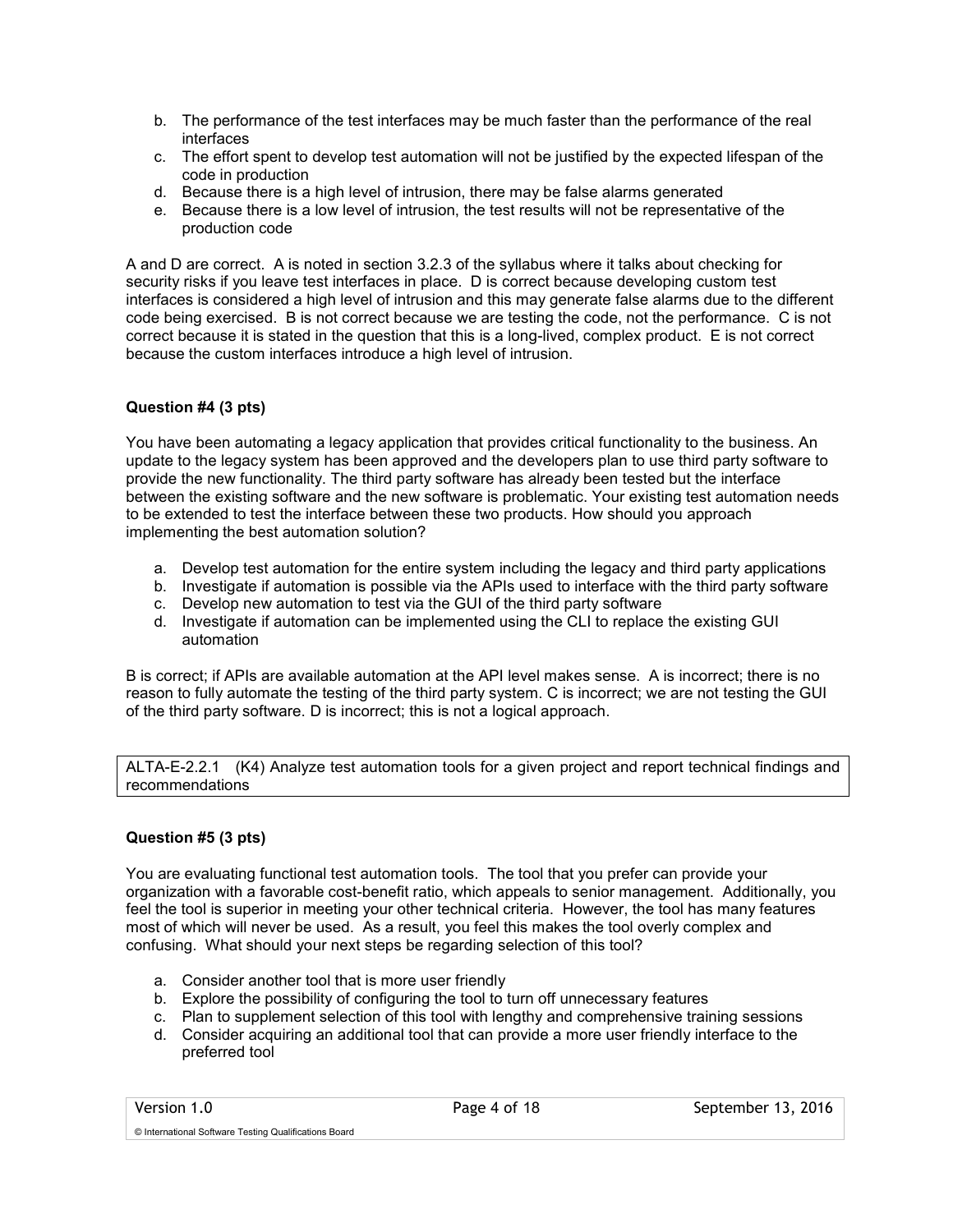b. The performance of the test interfaces may be much faster than the performance of the real interfaces
c. The effort spent to develop test automation will not be justified by the expected lifespan of the code in production
d. Because there is a high level of intrusion, there may be false alarms generated
e. Because there is a low level of intrusion, the test results will not be representative of the production code

A and D are correct. A is noted in section 3.2.3 of the syllabus where it talks about checking for security risks if you leave test interfaces in place. D is correct because developing custom test interfaces is considered a high level of intrusion and this may generate false alarms due to the different code being exercised. B is not correct because we are testing the code, not the performance. C is not correct because it is stated in the question that this is a long-lived, complex product. E is not correct because the custom interfaces introduce a high level of intrusion.

**Question #4 (3 pts)**

You have been automating a legacy application that provides critical functionality to the business. An update to the legacy system has been approved and the developers plan to use third party software to provide the new functionality. The third party software has already been tested but the interface between the existing software and the new software is problematic. Your existing test automation needs to be extended to test the interface between these two products. How should you approach implementing the best automation solution?

a. Develop test automation for the entire system including the legacy and third party applications
b. Investigate if automation is possible via the APIs used to interface with the third party software
c. Develop new automation to test via the GUI of the third party software
d. Investigate if automation can be implemented using the CLI to replace the existing GUI automation

B is correct; if APIs are available automation at the API level makes sense. A is incorrect; there is no reason to fully automate the testing of the third party software. C is incorrect; we are not testing the GUI of the third party software. D is incorrect; this is not a logical approach.

| ALTA-E-2.2.1 (K4) Analyze test automation tools for a given project and report technical findings and recommendations |
| --- |

**Question #5 (3 pts)**

You are evaluating functional test automation tools. The tool that you prefer can provide your organization with a favorable cost-benefit ratio, which appeals to senior management. Additionally, you feel the tool is superior in meeting your other technical criteria. However, the tool has many features most of which will never be used. As a result, you feel this makes the tool overly complex and confusing. What should your next steps be regarding selection of this tool?

a. Consider another tool that is more user friendly
b. Explore the possibility of configuring the tool to turn off unnecessary features
c. Plan to supplement selection of this tool with lengthy and comprehensive training sessions
d. Consider acquiring an additional tool that can provide a more user friendly interface to the preferred tool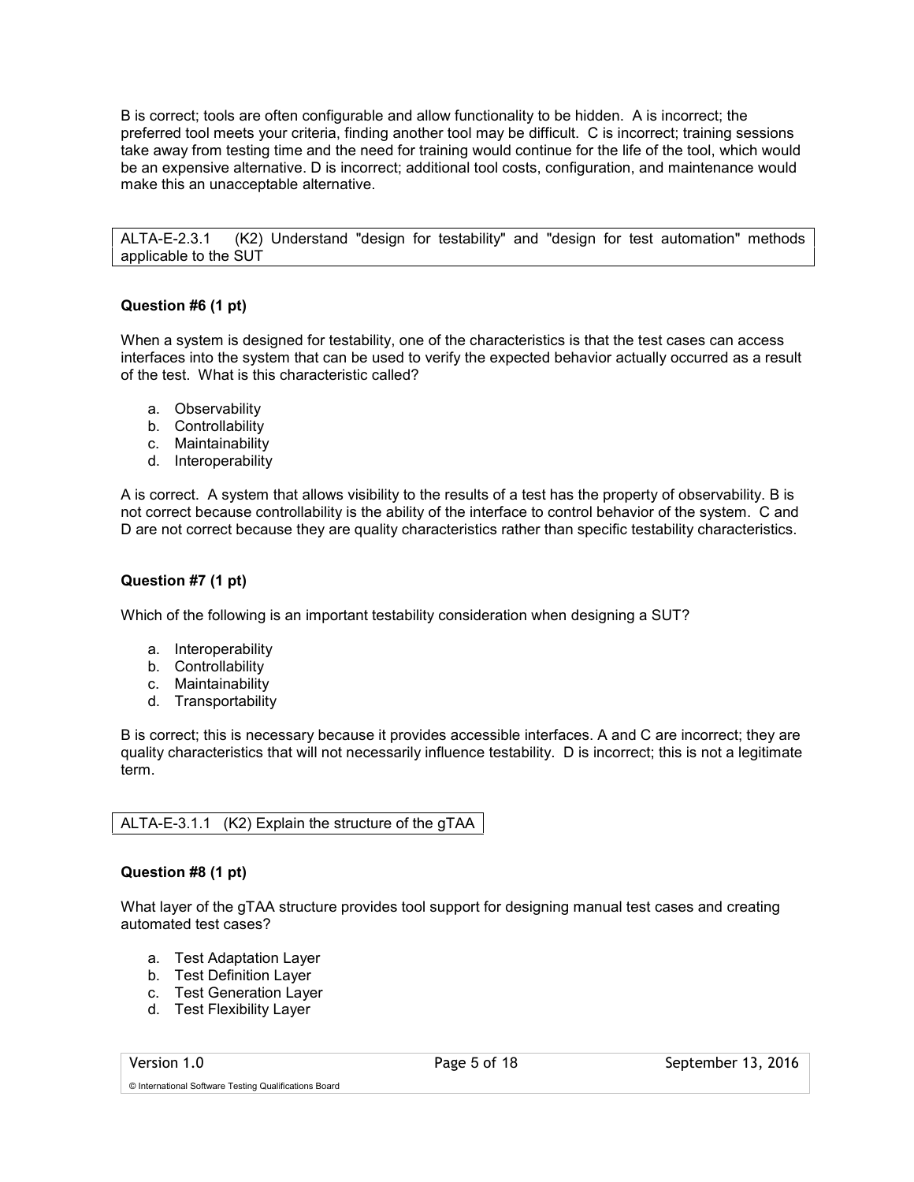B is correct; tools are often configurable and allow functionality to be hidden. A is incorrect; the preferred tool meets your criteria, finding another tool may be difficult. C is incorrect; training sessions take away from testing time and the need for training would continue for the life of the tool, which would be an expensive alternative. D is incorrect; additional tool costs, configuration, and maintenance would make this an unacceptable alternative.

| ALTA-E-2.3.1 (K2) Understand "design for testability" and "design for test automation" methods applicable to the SUT |
|---|

**Question #6 (1 pt)**

When a system is designed for testability, one of the characteristics is that the test cases can access interfaces into the system that can be used to verify the expected behavior actually occurred as a result of the test. What is this characteristic called?

a. Observability
b. Controllability
c. Maintainability
d. Interoperability

A is correct. A system that allows visibility to the results of a test has the property of observability. B is not correct because controllability is the ability of the interface to control behavior of the system. C and D are not correct because they are quality characteristics rather than specific testability characteristics.

**Question #7 (1 pt)**

Which of the following is an important testability consideration when designing a SUT?

a. Interoperability
b. Controllability
c. Maintainability
d. Transportability

B is correct; this is necessary because it provides accessible interfaces. A and C are incorrect; they are quality characteristics that will not necessarily influence testability. D is incorrect; this is not a legitimate term.

| ALTA-E-3.1.1 (K2) Explain the structure of the gTAA |
|---|

**Question #8 (1 pt)**

What layer of the gTAA structure provides tool support for designing manual test cases and creating automated test cases?

a. Test Adaptation Layer
b. Test Definition Layer
c. Test Generation Layer
d. Test Flexibility Layer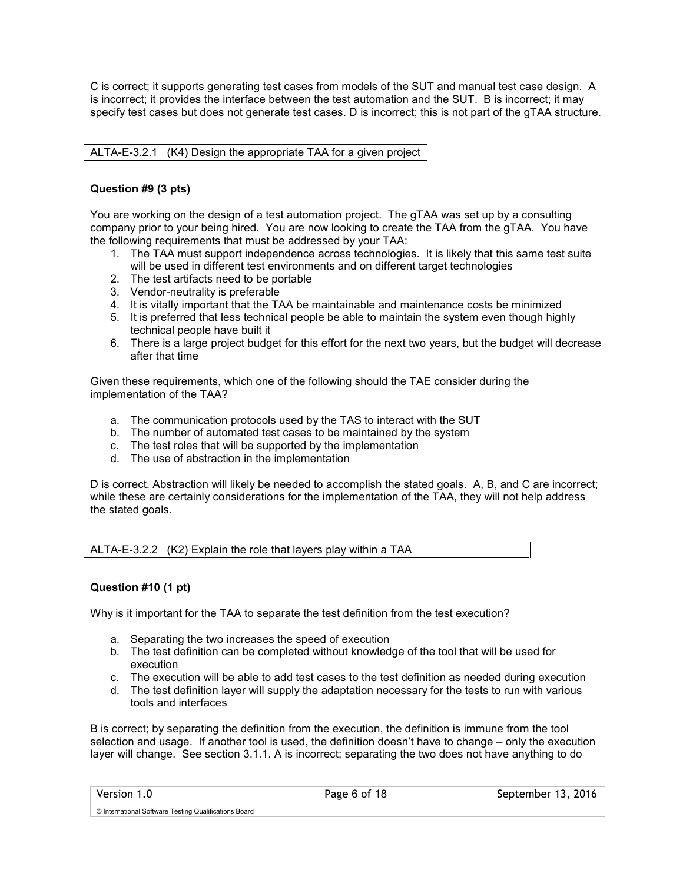C is correct; it supports generating test cases from models of the SUT and manual test case design. A is incorrect; it provides the interface between the test automation and the SUT. B is incorrect; it may specify test cases but does not generate test cases. D is incorrect; this is not part of the gTAA structure.

ALTA-E-3.2.1 (K4) Design the appropriate TAA for a given project

**Question #9 (3 pts)**

You are working on the design of a test automation project. The gTAA was set up by a consulting company prior to your being hired. You are now looking to create the TAA from the gTAA. You have the following requirements that must be addressed by your TAA:

1. The TAA must support independence across technologies. It is likely that this same test suite will be used in different test environments and on different target technologies
2. The test artifacts need to be portable
3. Vendor-neutrality is preferable
4. It is vitally important that the TAA be maintainable and maintenance costs be minimized
5. It is preferred that less technical people be able to maintain the system even though highly technical people have built it
6. There is a large project budget for this effort for the next two years, but the budget will decrease after that time

Given these requirements, which one of the following should the TAE consider during the implementation of the TAA?

a. The communication protocols used by the TAS to interact with the SUT
b. The number of automated test cases to be maintained by the system
c. The test roles that will be supported by the implementation
d. The use of abstraction in the implementation

D is correct. Abstraction will likely be needed to accomplish the stated goals. A, B, and C are incorrect; while these are certainly considerations for the implementation of the TAA, they will not help address the stated goals.

ALTA-E-3.2.2 (K2) Explain the role that layers play within a TAA

**Question #10 (1 pt)**

Why is it important for the TAA to separate the test definition from the test execution?

a. Separating the two increases the speed of execution
b. The test definition can be completed without knowledge of the tool that will be used for execution
c. The execution will be able to add test cases to the test definition as needed during execution
d. The test definition layer will supply the adaptation necessary for the tests to run with various tools and interfaces

B is correct; by separating the definition from the execution, the definition is immune from the tool selection and usage. If another tool is used, the definition doesn't have to change – only the execution layer will change. See section 3.1.1. A is incorrect; separating the two does not have anything to do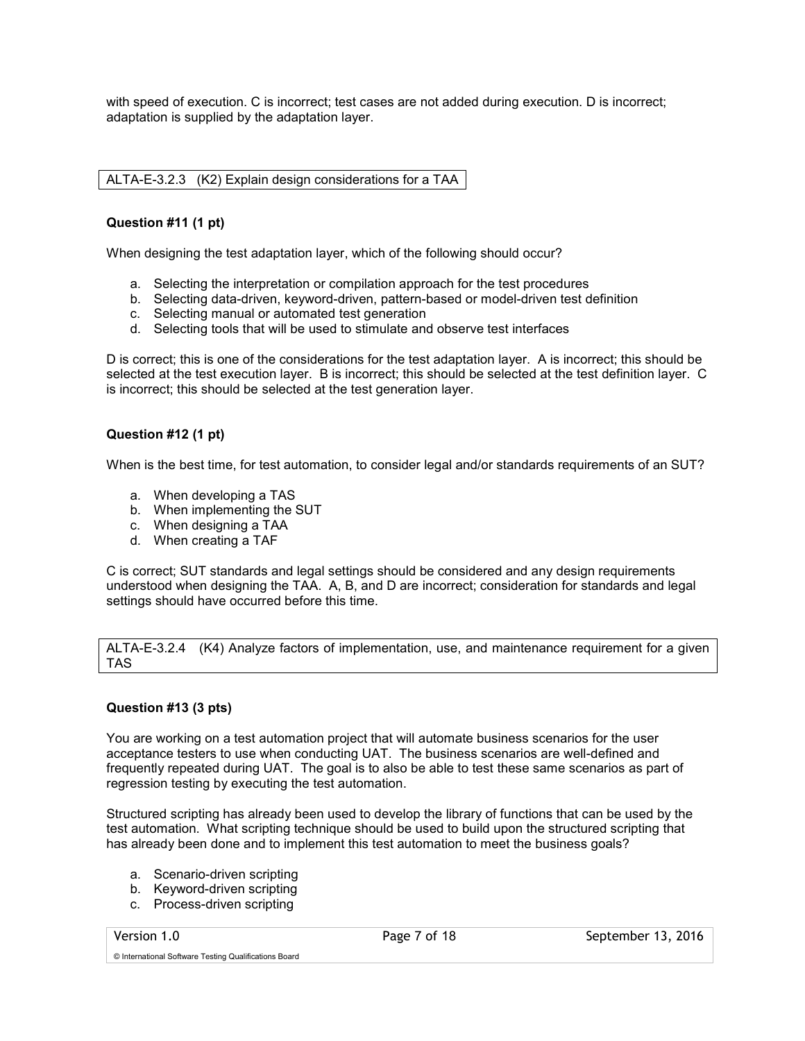with speed of execution. C is incorrect; test cases are not added during execution. D is incorrect; adaptation is supplied by the adaptation layer.

ALTA-E-3.2.3 (K2) Explain design considerations for a TAA

**Question #11 (1 pt)**

When designing the test adaptation layer, which of the following should occur?

a. Selecting the interpretation or compilation approach for the test procedures
b. Selecting data-driven, keyword-driven, pattern-based or model-driven test definition
c. Selecting manual or automated test generation
d. Selecting tools that will be used to stimulate and observe test interfaces

D is correct; this is one of the considerations for the test adaptation layer. A is incorrect; this should be selected at the test execution layer. B is incorrect; this should be selected at the test definition layer. C is incorrect; this should be selected at the test generation layer.

**Question #12 (1 pt)**

When is the best time, for test automation, to consider legal and/or standards requirements of an SUT?

a. When developing a TAS
b. When implementing the SUT
c. When designing a TAA
d. When creating a TAF

C is correct; SUT standards and legal settings should be considered and any design requirements understood when designing the TAA. A, B, and D are incorrect; consideration for standards and legal settings should have occurred before this time.

ALTA-E-3.2.4 (K4) Analyze factors of implementation, use, and maintenance requirement for a given TAS

**Question #13 (3 pts)**

You are working on a test automation project that will automate business scenarios for the user acceptance testers to use when conducting UAT. The business scenarios are well-defined and frequently repeated during UAT. The goal is to also be able to test these same scenarios as part of regression testing by executing the test automation.

Structured scripting has already been used to develop the library of functions that can be used by the test automation. What scripting technique should be used to build upon the structured scripting that has already been done and to implement this test automation to meet the business goals?

a. Scenario-driven scripting
b. Keyword-driven scripting
c. Process-driven scripting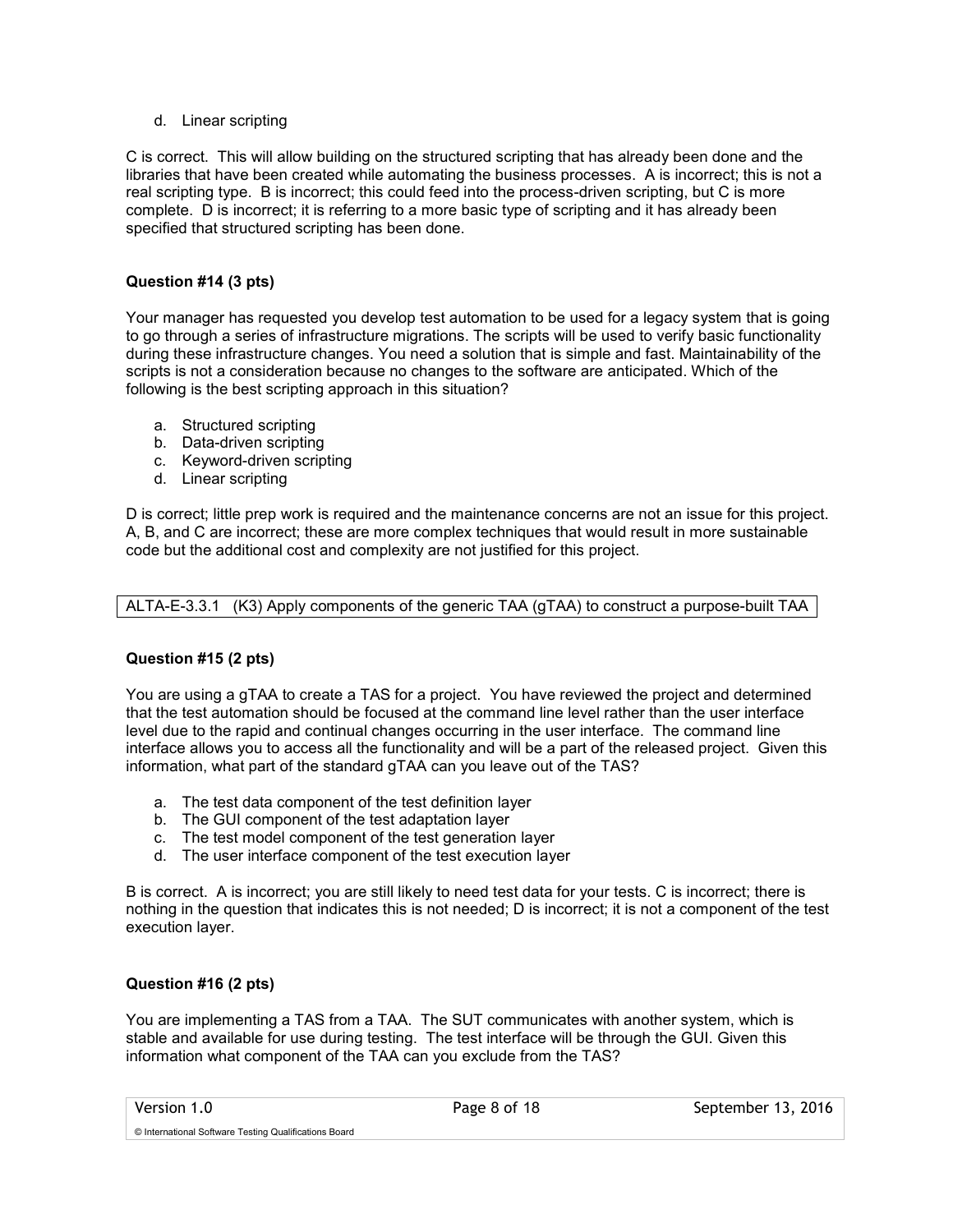d. Linear scripting

C is correct. This will allow building on the structured scripting that has already been done and the libraries that have been created while automating the business processes. A is incorrect; this is not a real scripting type. B is incorrect; this could feed into the process-driven scripting, but C is more complete. D is incorrect; it is referring to a more basic type of scripting and it has already been specified that structured scripting has been done.

**Question #14 (3 pts)**

Your manager has requested you develop test automation to be used for a legacy system that is going to go through a series of infrastructure migrations. The scripts will be used to verify basic functionality during these infrastructure changes. You need a solution that is simple and fast. Maintainability of the scripts is not a consideration because no changes to the software are anticipated. Which of the following is the best scripting approach in this situation?

a. Structured scripting
b. Data-driven scripting
c. Keyword-driven scripting
d. Linear scripting

D is correct; little prep work is required and the maintenance concerns are not an issue for this project. A, B, and C are incorrect; these are more complex techniques that would result in more sustainable code but the additional cost and complexity are not justified for this project.

| ALTA-E-3.3.1 (K3) Apply components of the generic TAA (gTAA) to construct a purpose-built TAA |
|---|

**Question #15 (2 pts)**

You are using a gTAA to create a TAS for a project. You have reviewed the project and determined that the test automation should be focused at the command line level rather than the user interface level due to the rapid and continual changes occurring in the user interface. The command line interface allows you to access all the functionality and will be a part of the released project. Given this information, what part of the standard gTAA can you leave out of the TAS?

a. The test data component of the test definition layer
b. The GUI component of the test adaptation layer
c. The test model component of the test generation layer
d. The user interface component of the test execution layer

B is correct. A is incorrect; you are still likely to need test data for your tests. C is incorrect; there is nothing in the question that indicates this is not needed; D is incorrect; it is not a component of the test execution layer.

**Question #16 (2 pts)**

You are implementing a TAS from a TAA. The SUT communicates with another system, which is stable and available for use during testing. The test interface will be through the GUI. Given this information what component of the TAA can you exclude from the TAS?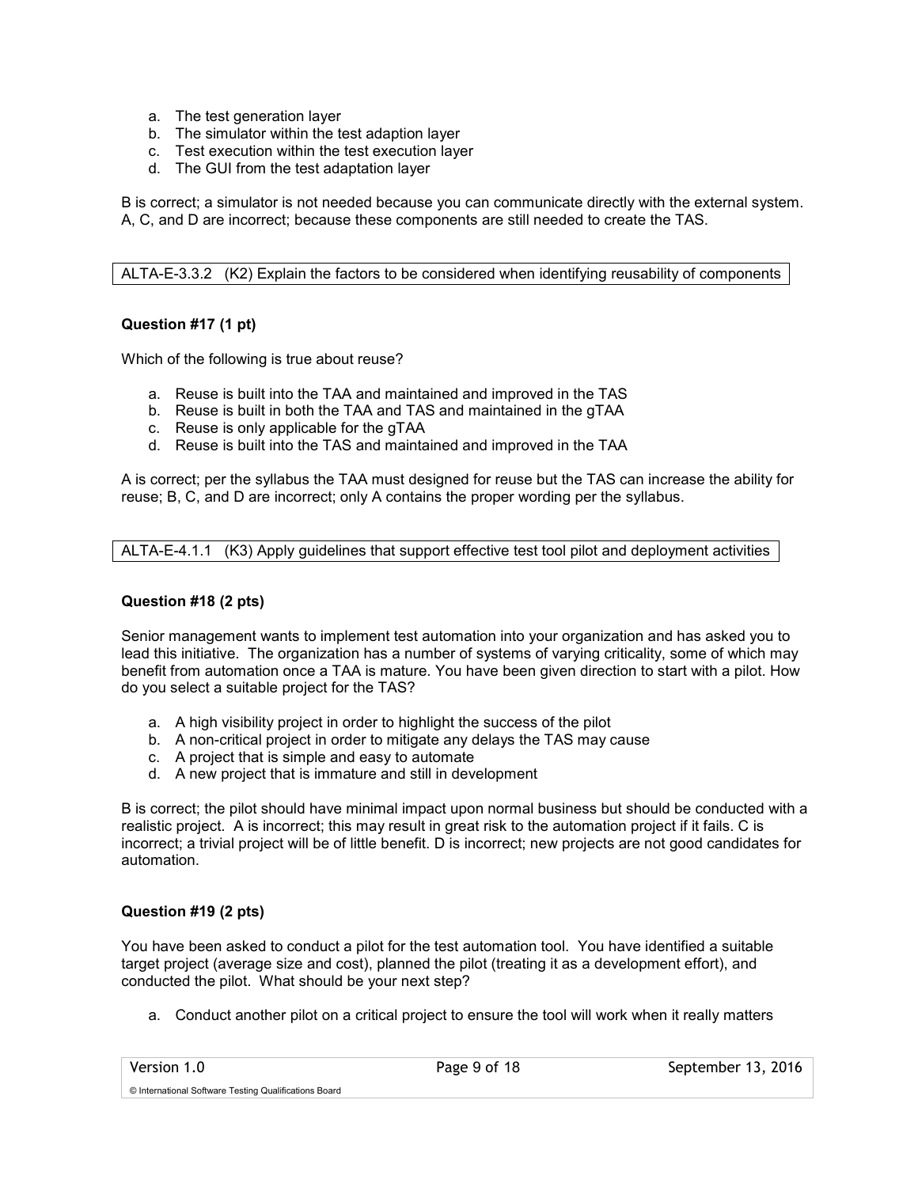a. The test generation layer
b. The simulator within the test adaption layer
c. Test execution within the test execution layer
d. The GUI from the test adaptation layer

B is correct; a simulator is not needed because you can communicate directly with the external system. A, C, and D are incorrect; because these components are still needed to create the TAS.

| ALTA-E-3.3.2 (K2) Explain the factors to be considered when identifying reusability of components |
|---|

**Question #17 (1 pt)**

Which of the following is true about reuse?

a. Reuse is built into the TAA and maintained and improved in the TAS
b. Reuse is built in both the TAA and TAS and maintained in the gTAA
c. Reuse is only applicable for the gTAA
d. Reuse is built into the TAS and maintained and improved in the TAA

A is correct; per the syllabus the TAA must designed for reuse but the TAS can increase the ability for reuse; B, C, and D are incorrect; only A contains the proper wording per the syllabus.

| ALTA-E-4.1.1 (K3) Apply guidelines that support effective test tool pilot and deployment activities |
|---|

**Question #18 (2 pts)**

Senior management wants to implement test automation into your organization and has asked you to lead this initiative. The organization has a number of systems of varying criticality, some of which may benefit from automation once a TAA is mature. You have been given direction to start with a pilot. How do you select a suitable project for the TAS?

a. A high visibility project in order to highlight the success of the pilot
b. A non-critical project in order to mitigate any delays the TAS may cause
c. A project that is simple and easy to automate
d. A new project that is immature and still in development

B is correct; the pilot should have minimal impact upon normal business but should be conducted with a realistic project. A is incorrect; this may result in great risk to the automation project if it fails. C is incorrect; a trivial project will be of little benefit. D is incorrect; new projects are not good candidates for automation.

**Question #19 (2 pts)**

You have been asked to conduct a pilot for the test automation tool. You have identified a suitable target project (average size and cost), planned the pilot (treating it as a development effort), and conducted the pilot. What should be your next step?

a. Conduct another pilot on a critical project to ensure the tool will work when it really matters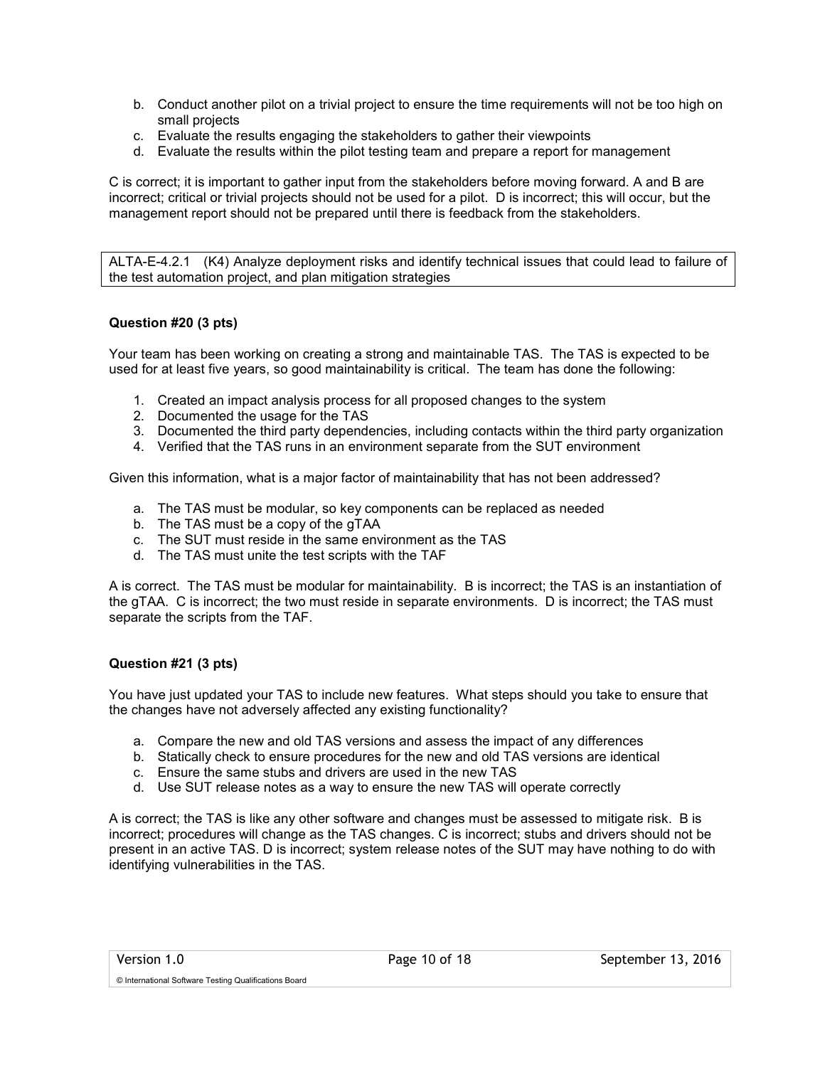b. Conduct another pilot on a trivial project to ensure the time requirements will not be too high on small projects
c. Evaluate the results engaging the stakeholders to gather their viewpoints
d. Evaluate the results within the pilot testing team and prepare a report for management

C is correct; it is important to gather input from the stakeholders before moving forward. A and B are incorrect; critical or trivial projects should not be used for a pilot. D is incorrect; this will occur, but the management report should not be prepared until there is feedback from the stakeholders.

| ALTA-E-4.2.1 (K4) Analyze deployment risks and identify technical issues that could lead to failure of the test automation project, and plan mitigation strategies |
|---|

**Question #20 (3 pts)**

Your team has been working on creating a strong and maintainable TAS. The TAS is expected to be used for at least five years, so good maintainability is critical. The team has done the following:

1. Created an impact analysis process for all proposed changes to the system
2. Documented the usage for the TAS
3. Documented the third party dependencies, including contacts within the third party organization
4. Verified that the TAS runs in an environment separate from the SUT environment

Given this information, what is a major factor of maintainability that has not been addressed?

a. The TAS must be modular, so key components can be replaced as needed
b. The TAS must be a copy of the gTAA
c. The SUT must reside in the same environment as the TAS
d. The TAS must unite the test scripts with the TAF

A is correct. The TAS must be modular for maintainability. B is incorrect; the TAS is an instantiation of the gTAA. C is incorrect; the two must reside in separate environments. D is incorrect; the TAS must separate the scripts from the TAF.

**Question #21 (3 pts)**

You have just updated your TAS to include new features. What steps should you take to ensure that the changes have not adversely affected any existing functionality?

a. Compare the new and old TAS versions and assess the impact of any differences
b. Statically check to ensure procedures for the new and old TAS versions are identical
c. Ensure the same stubs and drivers are used in the new TAS
d. Use SUT release notes as a way to ensure the new TAS will operate correctly

A is correct; the TAS is like any other software and changes must be assessed to mitigate risk. B is incorrect; procedures will change as the TAS changes. C is incorrect; stubs and drivers should not be present in an active TAS. D is incorrect; system release notes of the SUT may have nothing to do with identifying vulnerabilities in the TAS.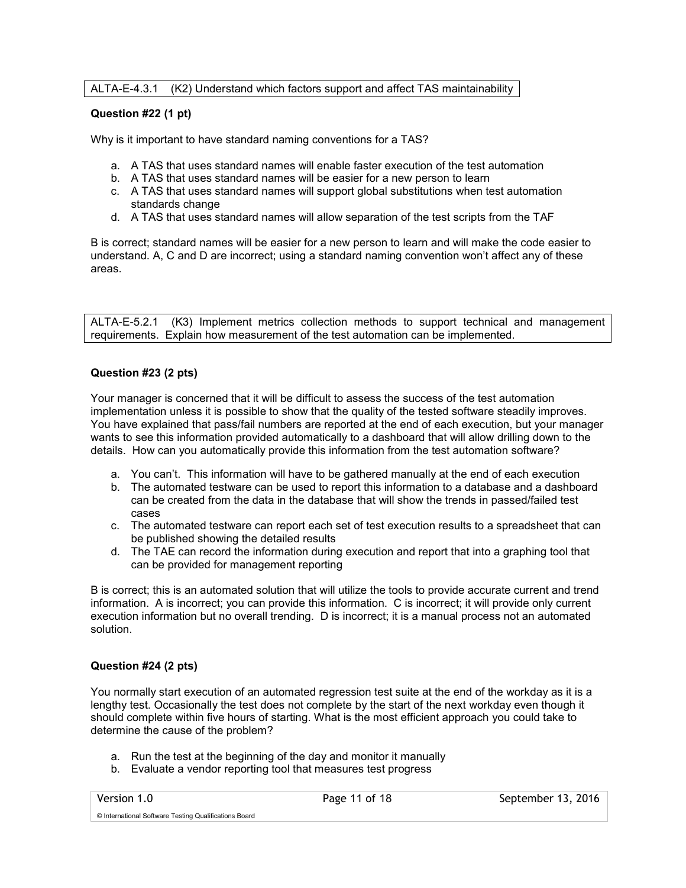ALTA-E-4.3.1 (K2) Understand which factors support and affect TAS maintainability

**Question #22 (1 pt)**

Why is it important to have standard naming conventions for a TAS?

a. A TAS that uses standard names will enable faster execution of the test automation
b. A TAS that uses standard names will be easier for a new person to learn
c. A TAS that uses standard names will support global substitutions when test automation standards change
d. A TAS that uses standard names will allow separation of the test scripts from the TAF

B is correct; standard names will be easier for a new person to learn and will make the code easier to understand. A, C and D are incorrect; using a standard naming convention won't affect any of these areas.

ALTA-E-5.2.1 (K3) Implement metrics collection methods to support technical and management requirements. Explain how measurement of the test automation can be implemented.

**Question #23 (2 pts)**

Your manager is concerned that it will be difficult to assess the success of the test automation implementation unless it is possible to show that the quality of the tested software steadily improves. You have explained that pass/fail numbers are reported at the end of each execution, but your manager wants to see this information provided automatically to a dashboard that will allow drilling down to the details. How can you automatically provide this information from the test automation software?

a. You can't. This information will have to be gathered manually at the end of each execution
b. The automated testware can be used to report this information to a database and a dashboard can be created from the data in the database that will show the trends in passed/failed test cases
c. The automated testware can report each set of test execution results to a spreadsheet that can be published showing the detailed results
d. The TAE can record the information during execution and report that into a graphing tool that can be provided for management reporting

B is correct; this is an automated solution that will utilize the tools to provide accurate current and trend information. A is incorrect; you can provide this information. C is incorrect; it will provide only current execution information but no overall trending. D is incorrect; it is a manual process not an automated solution.

**Question #24 (2 pts)**

You normally start execution of an automated regression test suite at the end of the workday as it is a lengthy test. Occasionally the test does not complete by the start of the next workday even though it should complete within five hours of starting. What is the most efficient approach you could take to determine the cause of the problem?

a. Run the test at the beginning of the day and monitor it manually
b. Evaluate a vendor reporting tool that measures test progress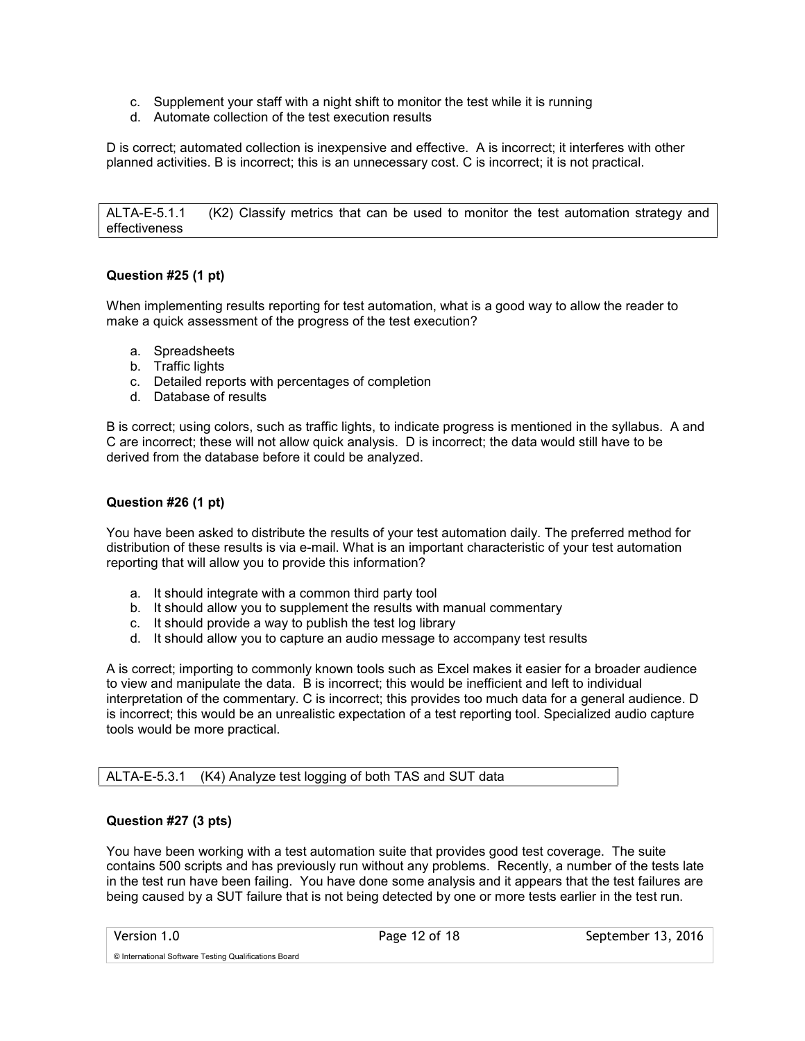c. Supplement your staff with a night shift to monitor the test while it is running
d. Automate collection of the test execution results

D is correct; automated collection is inexpensive and effective. A is incorrect; it interferes with other planned activities. B is incorrect; this is an unnecessary cost. C is incorrect; it is not practical.

| ALTA-E-5.1.1 (K2) Classify metrics that can be used to monitor the test automation strategy and effectiveness |
|---|

**Question #25 (1 pt)**

When implementing results reporting for test automation, what is a good way to allow the reader to make a quick assessment of the progress of the test execution?

a. Spreadsheets
b. Traffic lights
c. Detailed reports with percentages of completion
d. Database of results

B is correct; using colors, such as traffic lights, to indicate progress is mentioned in the syllabus. A and C are incorrect; these will not allow quick analysis. D is incorrect; the data would still have to be derived from the database before it could be analyzed.

**Question #26 (1 pt)**

You have been asked to distribute the results of your test automation daily. The preferred method for distribution of these results is via e-mail. What is an important characteristic of your test automation reporting that will allow you to provide this information?

a. It should integrate with a common third party tool
b. It should allow you to supplement the results with manual commentary
c. It should provide a way to publish the test log library
d. It should allow you to capture an audio message to accompany test results

A is correct; importing to commonly known tools such as Excel makes it easier for a broader audience to view and manipulate the data. B is incorrect; this would be inefficient and left to individual interpretation of the commentary. C is incorrect; this provides too much data for a general audience. D is incorrect; this would be an unrealistic expectation of a test reporting tool. Specialized audio capture tools would be more practical.

| ALTA-E-5.3.1 (K4) Analyze test logging of both TAS and SUT data |
|---|

**Question #27 (3 pts)**

You have been working with a test automation suite that provides good test coverage. The suite contains 500 scripts and has previously run without any problems. Recently, a number of the tests late in the test run have been failing. You have done some analysis and it appears that the test failures are being caused by a SUT failure that is not being detected by one or more tests earlier in the test run.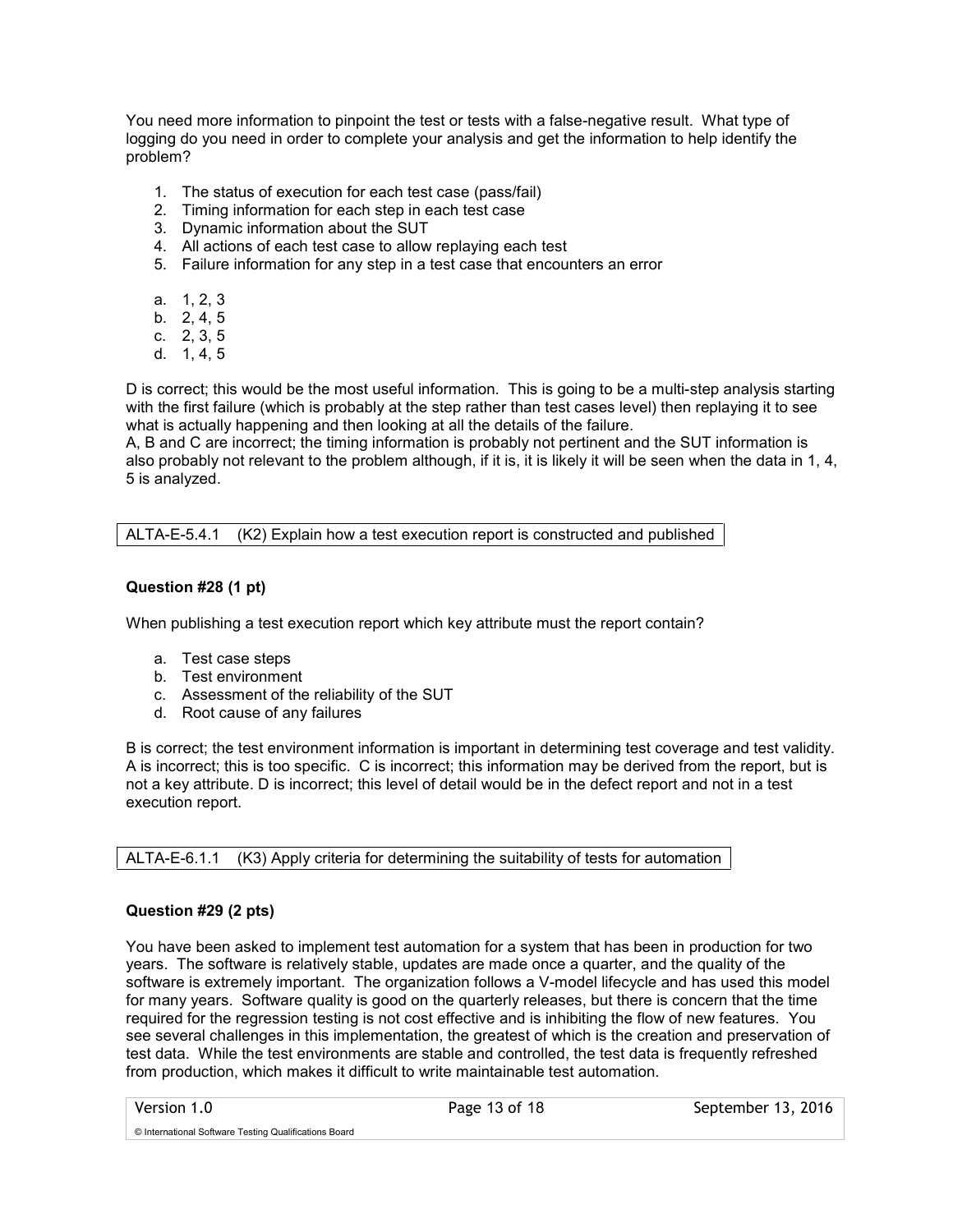You need more information to pinpoint the test or tests with a false-negative result. What type of logging do you need in order to complete your analysis and get the information to help identify the problem?

1. The status of execution for each test case (pass/fail)
2. Timing information for each step in each test case
3. Dynamic information about the SUT
4. All actions of each test case to allow replaying each test
5. Failure information for any step in a test case that encounters an error

a. 1, 2, 3
b. 2, 4, 5
c. 2, 3, 5
d. 1, 4, 5

D is correct; this would be the most useful information. This is going to be a multi-step analysis starting with the first failure (which is probably at the step rather than test cases level) then replaying it to see what is actually happening and then looking at all the details of the failure.
A, B and C are incorrect; the timing information is probably not pertinent and the SUT information is also probably not relevant to the problem although, if it is, it is likely it will be seen when the data in 1, 4, 5 is analyzed.

| ALTA-E-5.4.1 (K2) Explain how a test execution report is constructed and published |
|---|

**Question #28 (1 pt)**

When publishing a test execution report which key attribute must the report contain?

a. Test case steps
b. Test environment
c. Assessment of the reliability of the SUT
d. Root cause of any failures

B is correct; the test environment information is important in determining test coverage and test validity. A is incorrect; this is too specific. C is incorrect; this information may be derived from the report, but is not a key attribute. D is incorrect; this level of detail would be in the defect report and not in a test execution report.

| ALTA-E-6.1.1 (K3) Apply criteria for determining the suitability of tests for automation |
|---|

**Question #29 (2 pts)**

You have been asked to implement test automation for a system that has been in production for two years. The software is relatively stable, updates are made once a quarter, and the quality of the software is extremely important. The organization follows a V-model lifecycle and has used this model for many years. Software quality is good on the quarterly releases, but there is concern that the time required for the regression testing is not cost effective and is inhibiting the flow of new features. You see several challenges in this implementation, the greatest of which is the creation and preservation of test data. While the test environments are stable and controlled, the test data is frequently refreshed from production, which makes it difficult to write maintainable test automation.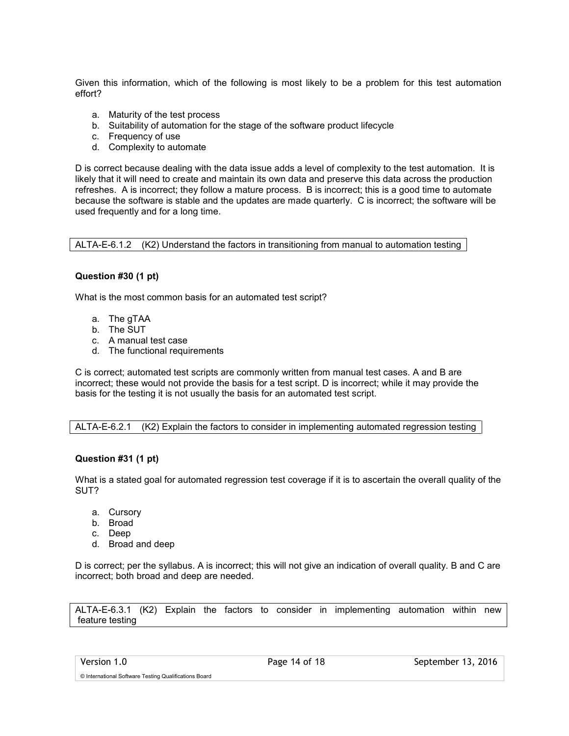Given this information, which of the following is most likely to be a problem for this test automation effort?

a. Maturity of the test process
b. Suitability of automation for the stage of the software product lifecycle
c. Frequency of use
d. Complexity to automate

D is correct because dealing with the data issue adds a level of complexity to the test automation. It is likely that it will need to create and maintain its own data and preserve this data across the production refreshes. A is incorrect; they follow a mature process. B is incorrect; this is a good time to automate because the software is stable and the updates are made quarterly. C is incorrect; the software will be used frequently and for a long time.

ALTA-E-6.1.2 (K2) Understand the factors in transitioning from manual to automation testing

**Question #30 (1 pt)**

What is the most common basis for an automated test script?

a. The gTAA
b. The SUT
c. A manual test case
d. The functional requirements

C is correct; automated test scripts are commonly written from manual test cases. A and B are incorrect; these would not provide the basis for a test script. D is incorrect; while it may provide the basis for the testing it is not usually the basis for an automated test script.

ALTA-E-6.2.1 (K2) Explain the factors to consider in implementing automated regression testing

**Question #31 (1 pt)**

What is a stated goal for automated regression test coverage if it is to ascertain the overall quality of the SUT?

a. Cursory
b. Broad
c. Deep
d. Broad and deep

D is correct; per the syllabus. A is incorrect; this will not give an indication of overall quality. B and C are incorrect; both broad and deep are needed.

ALTA-E-6.3.1 (K2) Explain the factors to consider in implementing automation within new feature testing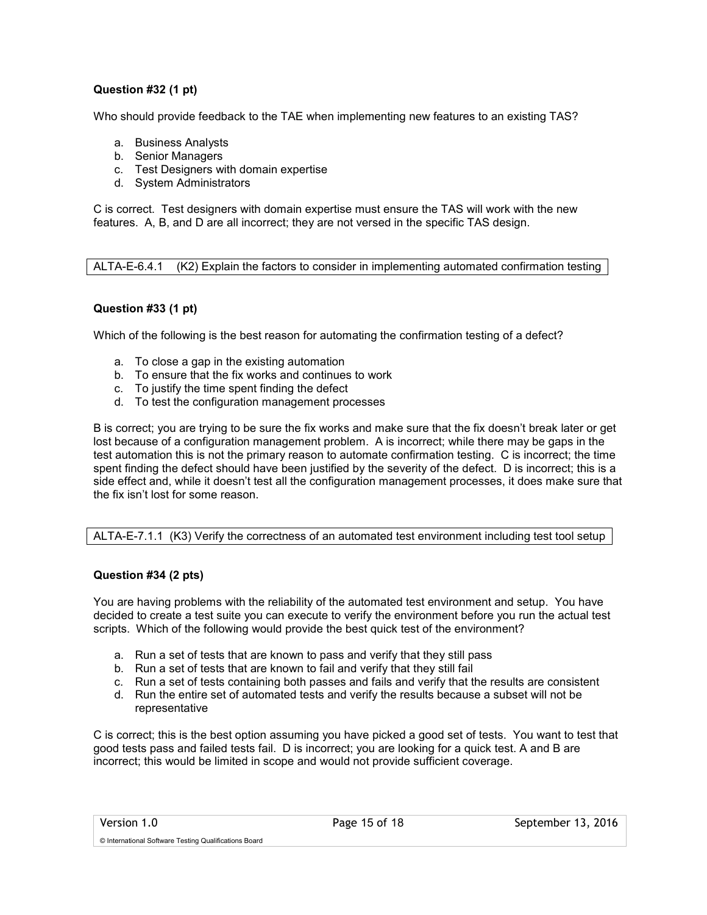**Question #32 (1 pt)**

Who should provide feedback to the TAE when implementing new features to an existing TAS?

a. Business Analysts
b. Senior Managers
c. Test Designers with domain expertise
d. System Administrators

C is correct. Test designers with domain expertise must ensure the TAS will work with the new features. A, B, and D are all incorrect; they are not versed in the specific TAS design.

ALTA-E-6.4.1 (K2) Explain the factors to consider in implementing automated confirmation testing

**Question #33 (1 pt)**

Which of the following is the best reason for automating the confirmation testing of a defect?

a. To close a gap in the existing automation
b. To ensure that the fix works and continues to work
c. To justify the time spent finding the defect
d. To test the configuration management processes

B is correct; you are trying to be sure the fix works and make sure that the fix doesn't break later or get lost because of a configuration management problem. A is incorrect; while there may be gaps in the test automation this is not the primary reason to automate confirmation testing. C is incorrect; the time spent finding the defect should have been justified by the severity of the defect. D is incorrect; this is a side effect and, while it doesn't test all the configuration management processes, it does make sure that the fix isn't lost for some reason.

ALTA-E-7.1.1 (K3) Verify the correctness of an automated test environment including test tool setup

**Question #34 (2 pts)**

You are having problems with the reliability of the automated test environment and setup. You have decided to create a test suite you can execute to verify the environment before you run the actual test scripts. Which of the following would provide the best quick test of the environment?

a. Run a set of tests that are known to pass and verify that they still pass
b. Run a set of tests that are known to fail and verify that they still fail
c. Run a set of tests containing both passes and fails and verify that the results are consistent
d. Run the entire set of automated tests and verify the results because a subset will not be representative

C is correct; this is the best option assuming you have picked a good set of tests. You want to test that good tests pass and failed tests fail. D is incorrect; you are looking for a quick test. A and B are incorrect; this would be limited in scope and would not provide sufficient coverage.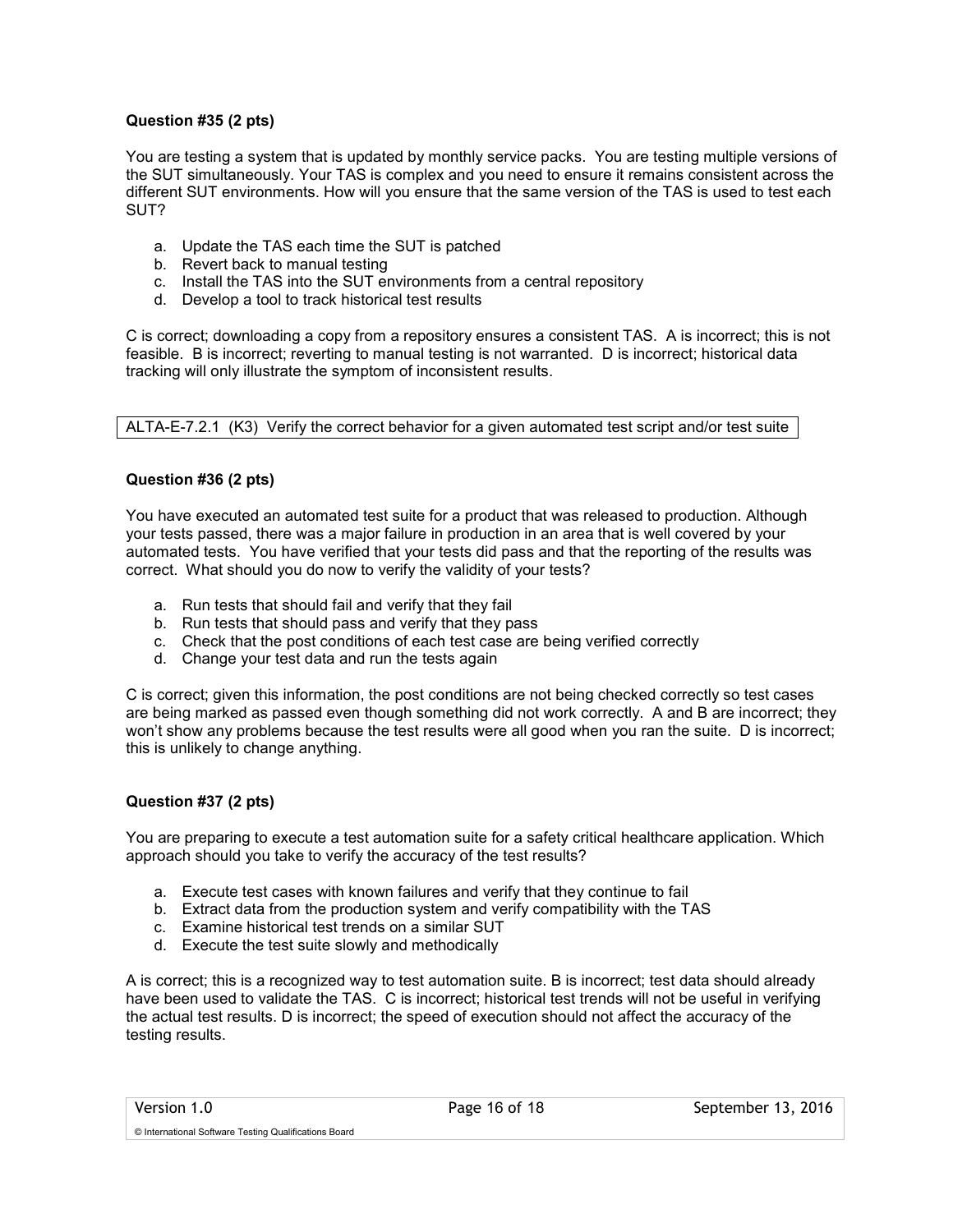**Question #35 (2 pts)**

You are testing a system that is updated by monthly service packs. You are testing multiple versions of the SUT simultaneously. Your TAS is complex and you need to ensure it remains consistent across the different SUT environments. How will you ensure that the same version of the TAS is used to test each SUT?

a. Update the TAS each time the SUT is patched
b. Revert back to manual testing
c. Install the TAS into the SUT environments from a central repository
d. Develop a tool to track historical test results

C is correct; downloading a copy from a repository ensures a consistent TAS. A is incorrect; this is not feasible. B is incorrect; reverting to manual testing is not warranted. D is incorrect; historical data tracking will only illustrate the symptom of inconsistent results.

ALTA-E-7.2.1 (K3) Verify the correct behavior for a given automated test script and/or test suite

**Question #36 (2 pts)**

You have executed an automated test suite for a product that was released to production. Although your tests passed, there was a major failure in production in an area that is well covered by your automated tests. You have verified that your tests did pass and that the reporting of the results was correct. What should you do now to verify the validity of your tests?

a. Run tests that should fail and verify that they fail
b. Run tests that should pass and verify that they pass
c. Check that the post conditions of each test case are being verified correctly
d. Change your test data and run the tests again

C is correct; given this information, the post conditions are not being checked correctly so test cases are being marked as passed even though something did not work correctly. A and B are incorrect; they won't show any problems because the test results were all good when you ran the suite. D is incorrect; this is unlikely to change anything.

**Question #37 (2 pts)**

You are preparing to execute a test automation suite for a safety critical healthcare application. Which approach should you take to verify the accuracy of the test results?

a. Execute test cases with known failures and verify that they continue to fail
b. Extract data from the production system and verify compatibility with the TAS
c. Examine historical test trends on a similar SUT
d. Execute the test suite slowly and methodically

A is correct; this is a recognized way to test automation suite. B is incorrect; test data should already have been used to validate the TAS. C is incorrect; historical test trends will not be useful in verifying the actual test results. D is incorrect; the speed of execution should not affect the accuracy of the testing results.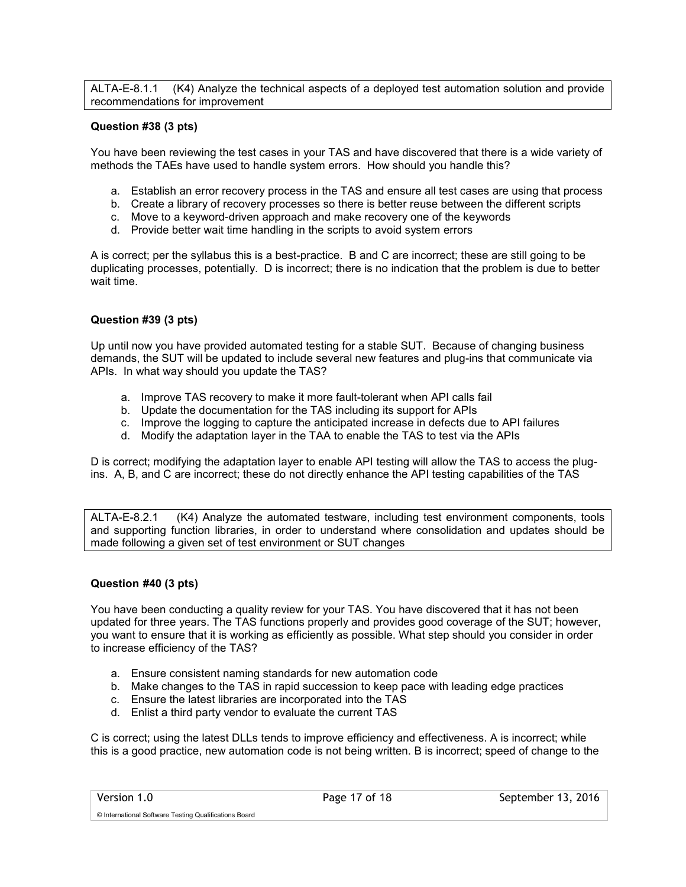ALTA-E-8.1.1 (K4) Analyze the technical aspects of a deployed test automation solution and provide recommendations for improvement

**Question #38 (3 pts)**

You have been reviewing the test cases in your TAS and have discovered that there is a wide variety of methods the TAEs have used to handle system errors. How should you handle this?

a. Establish an error recovery process in the TAS and ensure all test cases are using that process
b. Create a library of recovery processes so there is better reuse between the different scripts
c. Move to a keyword-driven approach and make recovery one of the keywords
d. Provide better wait time handling in the scripts to avoid system errors

A is correct; per the syllabus this is a best-practice. B and C are incorrect; these are still going to be duplicating processes, potentially. D is incorrect; there is no indication that the problem is due to better wait time.

**Question #39 (3 pts)**

Up until now you have provided automated testing for a stable SUT. Because of changing business demands, the SUT will be updated to include several new features and plug-ins that communicate via APIs. In what way should you update the TAS?

a. Improve TAS recovery to make it more fault-tolerant when API calls fail
b. Update the documentation for the TAS including its support for APIs
c. Improve the logging to capture the anticipated increase in defects due to API failures
d. Modify the adaptation layer in the TAA to enable the TAS to test via the APIs

D is correct; modifying the adaptation layer to enable API testing will allow the TAS to access the plug-ins. A, B, and C are incorrect; these do not directly enhance the API testing capabilities of the TAS

ALTA-E-8.2.1 (K4) Analyze the automated testware, including test environment components, tools and supporting function libraries, in order to understand where consolidation and updates should be made following a given set of test environment or SUT changes

**Question #40 (3 pts)**

You have been conducting a quality review for your TAS. You have discovered that it has not been updated for three years. The TAS functions properly and provides good coverage of the SUT; however, you want to ensure that it is working as efficiently as possible. What step should you consider in order to increase efficiency of the TAS?

a. Ensure consistent naming standards for new automation code
b. Make changes to the TAS in rapid succession to keep pace with leading edge practices
c. Ensure the latest libraries are incorporated into the TAS
d. Enlist a third party vendor to evaluate the current TAS

C is correct; using the latest DLLs tends to improve efficiency and effectiveness. A is incorrect; while this is a good practice, new automation code is not being written. B is incorrect; speed of change to the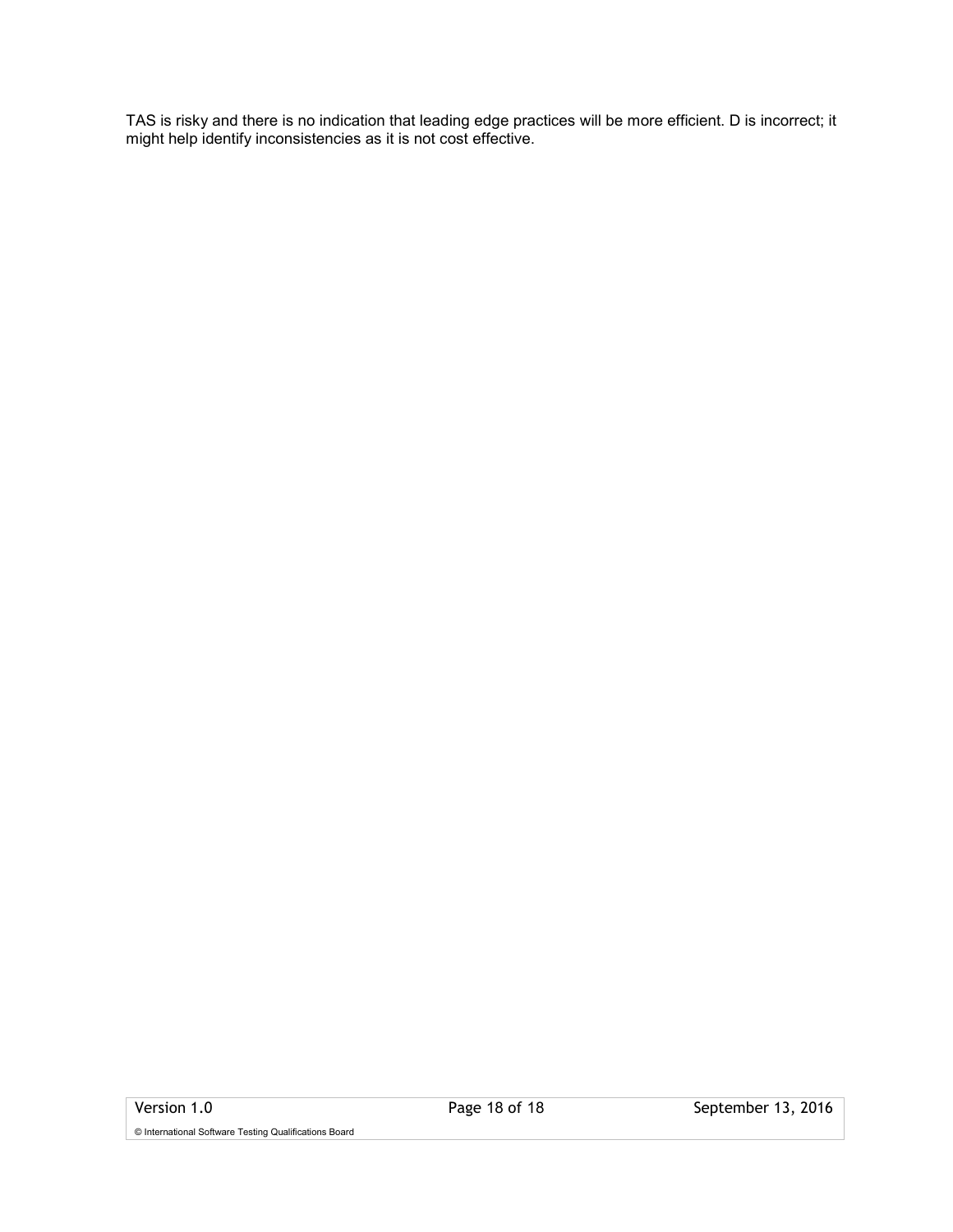TAS is risky and there is no indication that leading edge practices will be more efficient. D is incorrect; it might help identify inconsistencies as it is not cost effective.